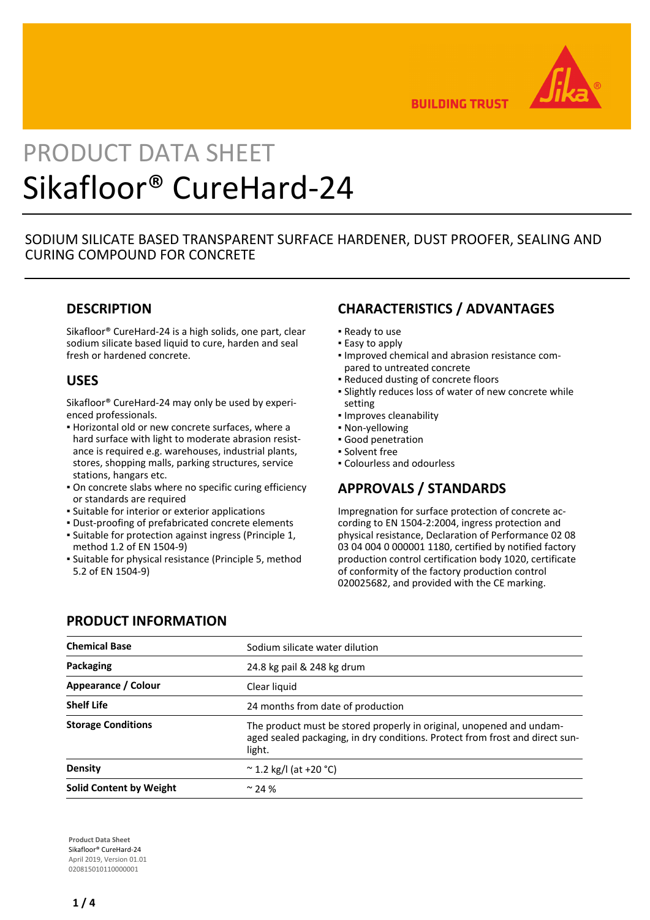BUILDING TRUST

# PRODUCT DATA SHEET

# Sikafloor® CureHard-24

SODIUM SILICATE BASED TRANSPARENT SURFACE HARDENER, DUST PROOFER, SEALING AND CURING COMPOUND FOR CONCRETE

## DESCRIPTION

Sikafloor® CureHard-24 is a high solids, one part, clear sodium silicate based liquid to cure, harden and seal fresh or hardened concrete.

## USES

Sikafloor® CureHard-24 may only be used by experienced professionals.

- Horizontal old or new concrete surfaces, where a hard surface with light to moderate abrasion resistance is required e.g. warehouses, industrial plants, stores, shopping malls, parking structures, service stations, hangars etc.
- On concrete slabs where no specific curing efficiency or standards are required
- Suitable for interior or exterior applications
- Dust-proofing of prefabricated concrete elements
- Suitable for protection against ingress (Principle 1, method 1.2 of EN 1504-9)
- Suitable for physical resistance (Principle 5, method 5.2 of EN 1504-9)

## CHARACTERISTICS / ADVANTAGES

- Ready to use
- Easy to apply
- Improved chemical and abrasion resistance compared to untreated concrete
- Reduced dusting of concrete floors
- Slightly reduces loss of water of new concrete while setting
- Improves cleanability
- Non-yellowing
- Good penetration
- Solvent free
- Colourless and odourless

## APPROVALS / STANDARDS

Impregnation for surface protection of concrete according to EN 1504-2:2004, ingress protection and physical resistance, Declaration of Performance 02 08 03 04 004 0 000001 1180, certified by notified factory production control certification body 1020, certificate of conformity of the factory production control 020025682, and provided with the CE marking.

## PRODUCT INFORMATION

| | |
|---|---|
| **Chemical Base** | Sodium silicate water dilution |
| **Packaging** | 24.8 kg pail & 248 kg drum |
| **Appearance / Colour** | Clear liquid |
| **Shelf Life** | 24 months from date of production |
| **Storage Conditions** | The product must be stored properly in original, unopened and undamaged sealed packaging, in dry conditions. Protect from frost and direct sunlight. |
| **Density** | ~ 1.2 kg/l (at +20 °C) |
| **Solid Content by Weight** | ~ 24 % |

**Product Data Sheet**
Sikafloor® CureHard-24
April 2019, Version 01.01
020815010110000001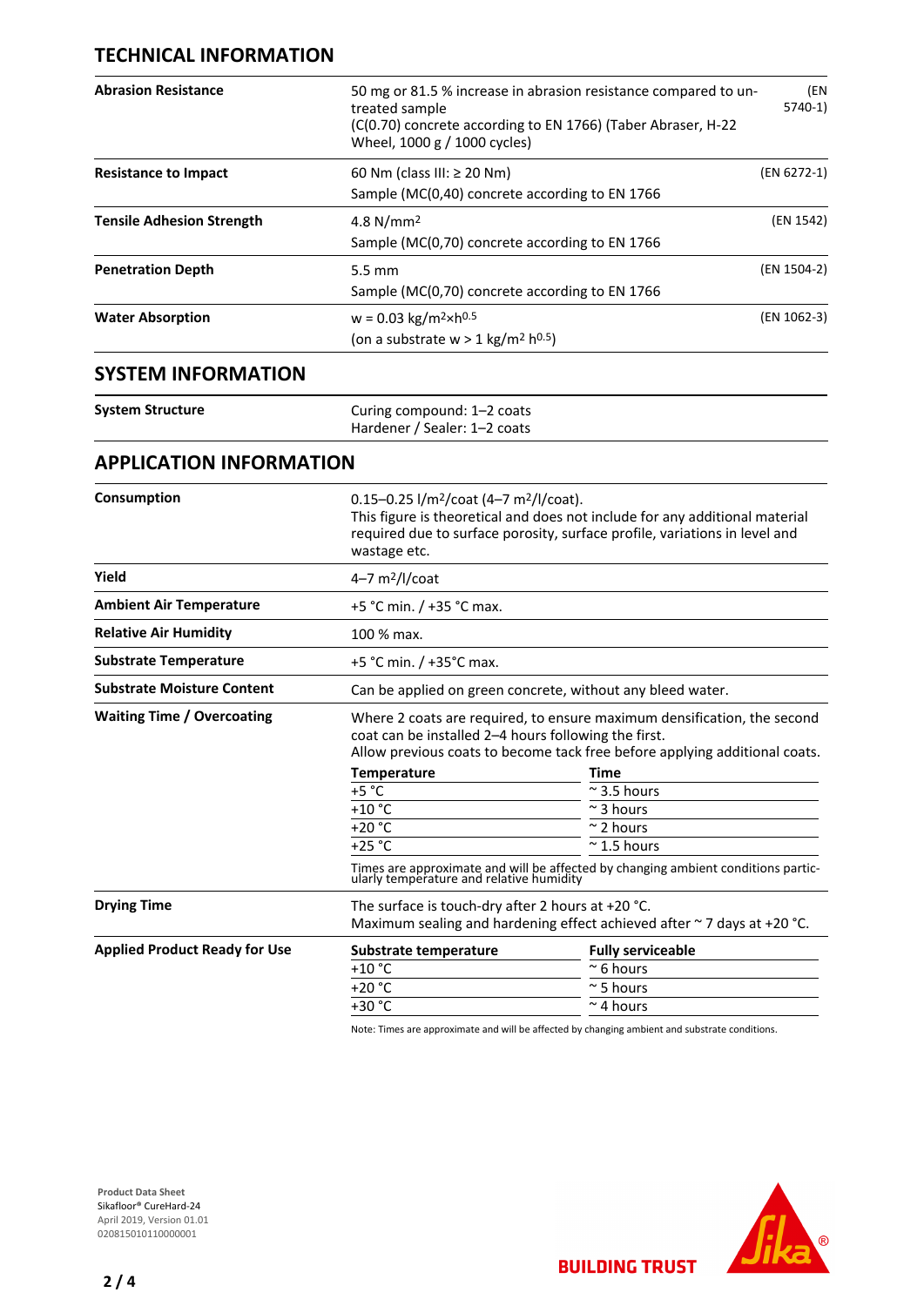## TECHNICAL INFORMATION

| | | |
|---|---|---|
| **Abrasion Resistance** | 50 mg or 81.5 % increase in abrasion resistance compared to untreated sample<br>(C(0.70) concrete according to EN 1766) (Taber Abraser, H-22 Wheel, 1000 g / 1000 cycles) | (EN 5740-1) |
| **Resistance to Impact** | 60 Nm (class III: ≥ 20 Nm)<br>Sample (MC(0,40) concrete according to EN 1766 | (EN 6272-1) |
| **Tensile Adhesion Strength** | 4.8 N/mm$^2$<br>Sample (MC(0,70) concrete according to EN 1766 | (EN 1542) |
| **Penetration Depth** | 5.5 mm<br>Sample (MC(0,70) concrete according to EN 1766 | (EN 1504-2) |
| **Water Absorption** | w = 0.03 kg/m$^2$×h$^{0.5}$<br>(on a substrate w > 1 kg/m$^2$ h$^{0.5}$) | (EN 1062-3) |

## SYSTEM INFORMATION

| | |
|---|---|
| **System Structure** | Curing compound: 1–2 coats<br>Hardener / Sealer: 1–2 coats |

## APPLICATION INFORMATION

| | |
|---|---|
| **Consumption** | 0.15–0.25 l/m$^2$/coat (4–7 m$^2$/l/coat).<br>This figure is theoretical and does not include for any additional material required due to surface porosity, surface profile, variations in level and wastage etc. |
| **Yield** | 4–7 m$^2$/l/coat |
| **Ambient Air Temperature** | +5 °C min. / +35 °C max. |
| **Relative Air Humidity** | 100 % max. |
| **Substrate Temperature** | +5 °C min. / +35°C max. |
| **Substrate Moisture Content** | Can be applied on green concrete, without any bleed water. |
| **Waiting Time / Overcoating** | Where 2 coats are required, to ensure maximum densification, the second coat can be installed 2–4 hours following the first.<br>Allow previous coats to become tack free before applying additional coats. |

| Temperature | Time |
|---|---|
| +5 °C | ~ 3.5 hours |
| +10 °C | ~ 3 hours |
| +20 °C | ~ 2 hours |
| +25 °C | ~ 1.5 hours |

Times are approximate and will be affected by changing ambient conditions particularly temperature and relative humidity

| | |
|---|---|
| **Drying Time** | The surface is touch-dry after 2 hours at +20 °C.<br>Maximum sealing and hardening effect achieved after ~ 7 days at +20 °C. |

**Applied Product Ready for Use**

| Substrate temperature | Fully serviceable |
|---|---|
| +10 °C | ~ 6 hours |
| +20 °C | ~ 5 hours |
| +30 °C | ~ 4 hours |

Note: Times are approximate and will be affected by changing ambient and substrate conditions.

Product Data Sheet
Sikafloor® CureHard-24
April 2019, Version 01.01
020815010110000001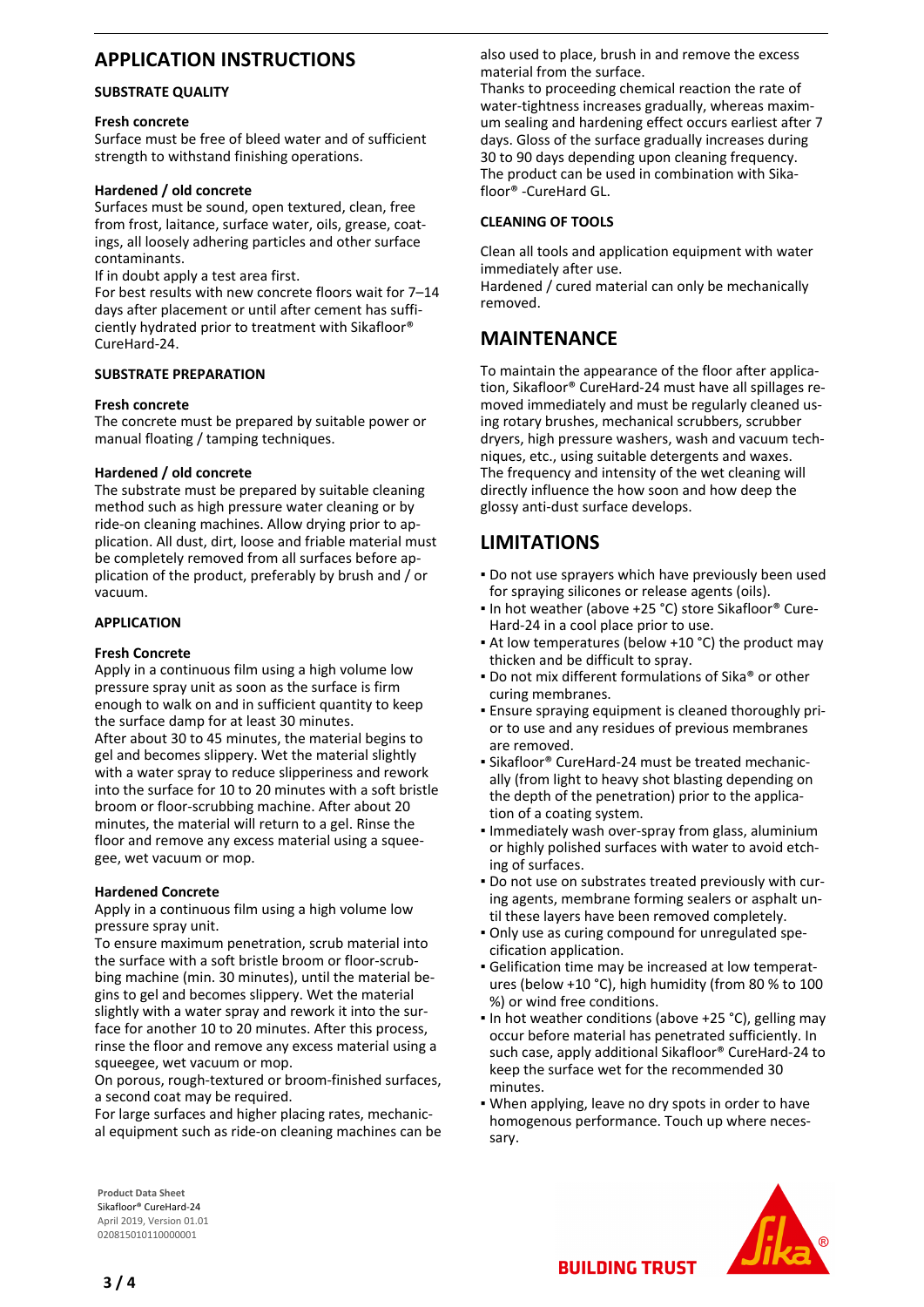# APPLICATION INSTRUCTIONS

### SUBSTRATE QUALITY

**Fresh concrete**

Surface must be free of bleed water and of sufficient strength to withstand finishing operations.

**Hardened / old concrete**

Surfaces must be sound, open textured, clean, free from frost, laitance, surface water, oils, grease, coatings, all loosely adhering particles and other surface contaminants.

If in doubt apply a test area first.

For best results with new concrete floors wait for 7–14 days after placement or until after cement has sufficiently hydrated prior to treatment with Sikafloor® CureHard-24.

### SUBSTRATE PREPARATION

**Fresh concrete**

The concrete must be prepared by suitable power or manual floating / tamping techniques.

**Hardened / old concrete**

The substrate must be prepared by suitable cleaning method such as high pressure water cleaning or by ride-on cleaning machines. Allow drying prior to application. All dust, dirt, loose and friable material must be completely removed from all surfaces before application of the product, preferably by brush and / or vacuum.

### APPLICATION

**Fresh Concrete**

Apply in a continuous film using a high volume low pressure spray unit as soon as the surface is firm enough to walk on and in sufficient quantity to keep the surface damp for at least 30 minutes.

After about 30 to 45 minutes, the material begins to gel and becomes slippery. Wet the material slightly with a water spray to reduce slipperiness and rework into the surface for 10 to 20 minutes with a soft bristle broom or floor-scrubbing machine. After about 20 minutes, the material will return to a gel. Rinse the floor and remove any excess material using a squeegee, wet vacuum or mop.

**Hardened Concrete**

Apply in a continuous film using a high volume low pressure spray unit.

To ensure maximum penetration, scrub material into the surface with a soft bristle broom or floor-scrubbing machine (min. 30 minutes), until the material begins to gel and becomes slippery. Wet the material slightly with a water spray and rework it into the surface for another 10 to 20 minutes. After this process, rinse the floor and remove any excess material using a squeegee, wet vacuum or mop.

On porous, rough-textured or broom-finished surfaces, a second coat may be required.

For large surfaces and higher placing rates, mechanical equipment such as ride-on cleaning machines can be also used to place, brush in and remove the excess material from the surface.

Thanks to proceeding chemical reaction the rate of water-tightness increases gradually, whereas maximum sealing and hardening effect occurs earliest after 7 days. Gloss of the surface gradually increases during 30 to 90 days depending upon cleaning frequency. The product can be used in combination with Sikafloor® -CureHard GL.

### CLEANING OF TOOLS

Clean all tools and application equipment with water immediately after use.

Hardened / cured material can only be mechanically removed.

# MAINTENANCE

To maintain the appearance of the floor after application, Sikafloor® CureHard-24 must have all spillages removed immediately and must be regularly cleaned using rotary brushes, mechanical scrubbers, scrubber dryers, high pressure washers, wash and vacuum techniques, etc., using suitable detergents and waxes. The frequency and intensity of the wet cleaning will directly influence the how soon and how deep the glossy anti-dust surface develops.

# LIMITATIONS

- Do not use sprayers which have previously been used for spraying silicones or release agents (oils).
- In hot weather (above +25 °C) store Sikafloor® CureHard-24 in a cool place prior to use.
- At low temperatures (below +10 °C) the product may thicken and be difficult to spray.
- Do not mix different formulations of Sika® or other curing membranes.
- Ensure spraying equipment is cleaned thoroughly prior to use and any residues of previous membranes are removed.
- Sikafloor® CureHard-24 must be treated mechanically (from light to heavy shot blasting depending on the depth of the penetration) prior to the application of a coating system.
- Immediately wash over-spray from glass, aluminium or highly polished surfaces with water to avoid etching of surfaces.
- Do not use on substrates treated previously with curing agents, membrane forming sealers or asphalt until these layers have been removed completely.
- Only use as curing compound for unregulated specification application.
- Gelification time may be increased at low temperatures (below +10 °C), high humidity (from 80 % to 100 %) or wind free conditions.
- In hot weather conditions (above +25 °C), gelling may occur before material has penetrated sufficiently. In such case, apply additional Sikafloor® CureHard-24 to keep the surface wet for the recommended 30 minutes.
- When applying, leave no dry spots in order to have homogenous performance. Touch up where necessary.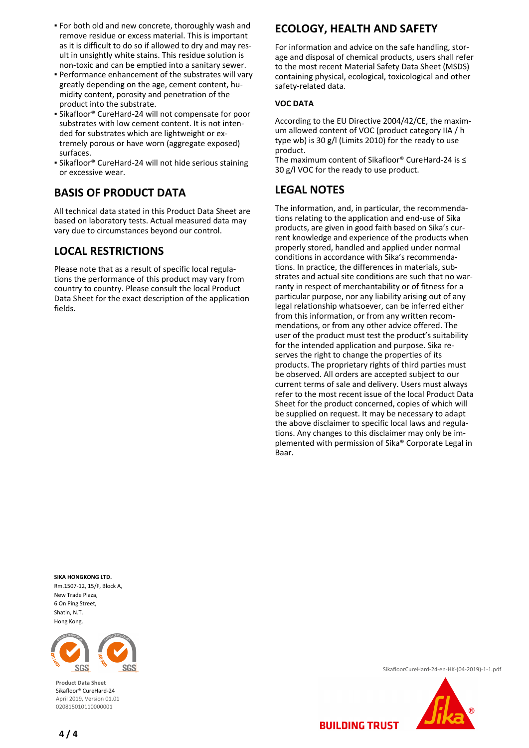- For both old and new concrete, thoroughly wash and remove residue or excess material. This is important as it is difficult to do so if allowed to dry and may result in unsightly white stains. This residue solution is non-toxic and can be emptied into a sanitary sewer.
- Performance enhancement of the substrates will vary greatly depending on the age, cement content, humidity content, porosity and penetration of the product into the substrate.
- Sikafloor® CureHard-24 will not compensate for poor substrates with low cement content. It is not intended for substrates which are lightweight or extremely porous or have worn (aggregate exposed) surfaces.
- Sikafloor® CureHard-24 will not hide serious staining or excessive wear.

## BASIS OF PRODUCT DATA

All technical data stated in this Product Data Sheet are based on laboratory tests. Actual measured data may vary due to circumstances beyond our control.

## LOCAL RESTRICTIONS

Please note that as a result of specific local regulations the performance of this product may vary from country to country. Please consult the local Product Data Sheet for the exact description of the application fields.

## ECOLOGY, HEALTH AND SAFETY

For information and advice on the safe handling, storage and disposal of chemical products, users shall refer to the most recent Material Safety Data Sheet (MSDS) containing physical, ecological, toxicological and other safety-related data.

### VOC DATA

According to the EU Directive 2004/42/CE, the maximum allowed content of VOC (product category IIA / h type wb) is 30 g/l (Limits 2010) for the ready to use product.
The maximum content of Sikafloor® CureHard-24 is ≤ 30 g/l VOC for the ready to use product.

## LEGAL NOTES

The information, and, in particular, the recommendations relating to the application and end-use of Sika products, are given in good faith based on Sika's current knowledge and experience of the products when properly stored, handled and applied under normal conditions in accordance with Sika's recommendations. In practice, the differences in materials, substrates and actual site conditions are such that no warranty in respect of merchantability or of fitness for a particular purpose, nor any liability arising out of any legal relationship whatsoever, can be inferred either from this information, or from any written recommendations, or from any other advice offered. The user of the product must test the product's suitability for the intended application and purpose. Sika reserves the right to change the properties of its products. The proprietary rights of third parties must be observed. All orders are accepted subject to our current terms of sale and delivery. Users must always refer to the most recent issue of the local Product Data Sheet for the product concerned, copies of which will be supplied on request. It may be necessary to adapt the above disclaimer to specific local laws and regulations. Any changes to this disclaimer may only be implemented with permission of Sika® Corporate Legal in Baar.

**SIKA HONGKONG LTD.**
Rm.1507-12, 15/F, Block A,
New Trade Plaza,
6 On Ping Street,
Shatin, N.T.
Hong Kong.

**Product Data Sheet**
Sikafloor® CureHard-24
April 2019, Version 01.01
020815010110000001

SikafloorCureHard-24-en-HK-(04-2019)-1-1.pdf

BUILDING TRUST